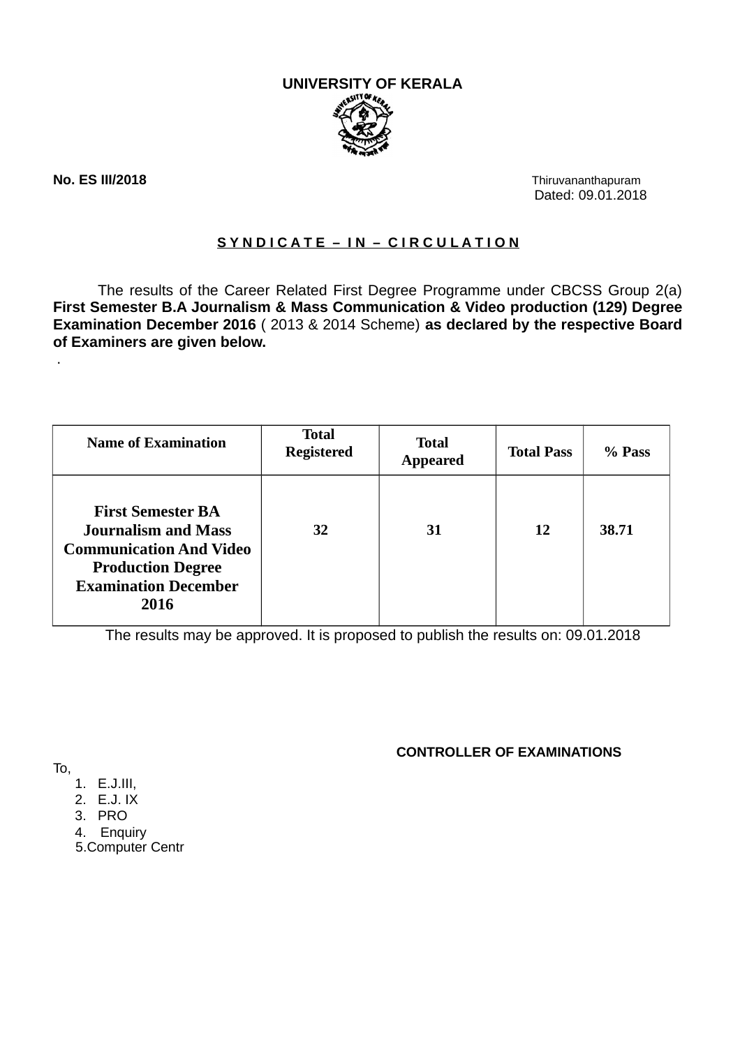# UNIVERSITY OF KERALA

**No. ES III/2018**

Thiruvananthapuram
Dated: 09.01.2018

**S Y N D I C A T E – I N – C I R C U L A T I O N**

The results of the Career Related First Degree Programme under CBCSS Group 2(a) **First Semester B.A Journalism & Mass Communication & Video production (129) Degree Examination December 2016** ( 2013 & 2014 Scheme) **as declared by the respective Board of Examiners are given below.**

.

| Name of Examination | Total Registered | Total Appeared | Total Pass | % Pass |
|---|---|---|---|---|
| **First Semester BA Journalism and Mass Communication And Video Production Degree Examination December 2016** | **32** | **31** | **12** | **38.71** |

The results may be approved. It is proposed to publish the results on: 09.01.2018

**CONTROLLER OF EXAMINATIONS**

To,

1. E.J.III,
2. E.J. IX
3. PRO
4. Enquiry
5. Computer Centr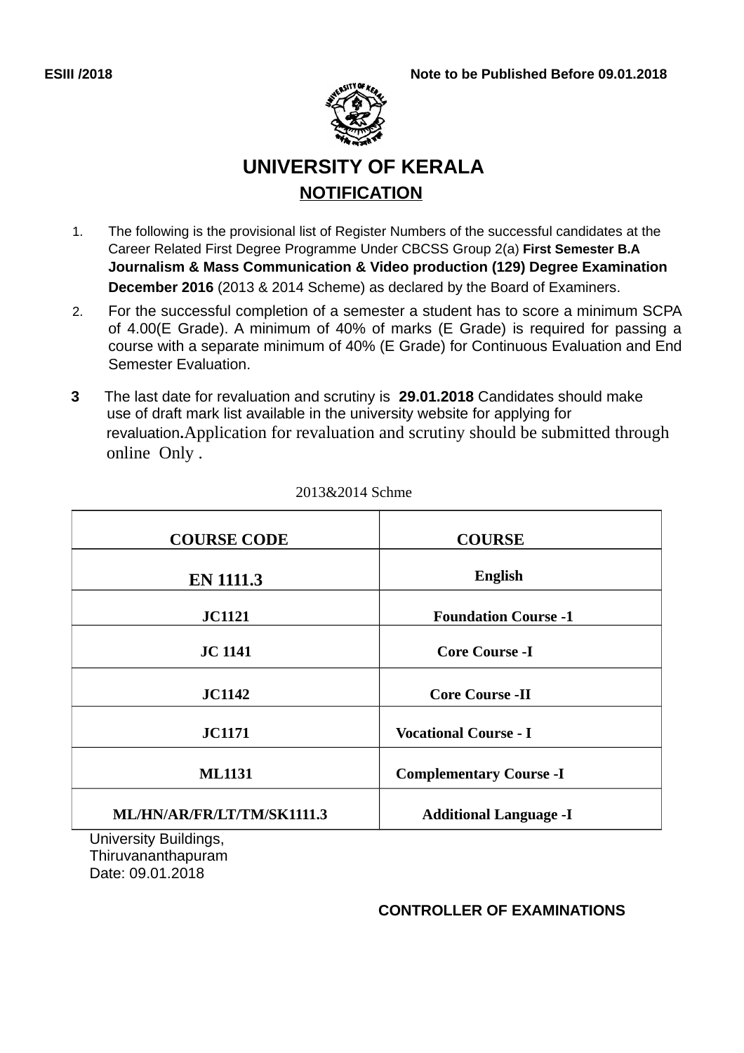ESIII /2018 Note to be Published Before 09.01.2018

# UNIVERSITY OF KERALA

## NOTIFICATION

1. The following is the provisional list of Register Numbers of the successful candidates at the Career Related First Degree Programme Under CBCSS Group 2(a) **First Semester B.A Journalism & Mass Communication & Video production (129) Degree Examination December 2016** (2013 & 2014 Scheme) as declared by the Board of Examiners.
2. For the successful completion of a semester a student has to score a minimum SCPA of 4.00(E Grade). A minimum of 40% of marks (E Grade) is required for passing a course with a separate minimum of 40% (E Grade) for Continuous Evaluation and End Semester Evaluation.
3. The last date for revaluation and scrutiny is **29.01.2018** Candidates should make use of draft mark list available in the university website for applying for revaluation**.**Application for revaluation and scrutiny should be submitted through online Only .

2013&2014 Schme

| COURSE CODE | COURSE |
|---|---|
| EN 1111.3 | English |
| JC1121 | Foundation Course -1 |
| JC 1141 | Core Course -I |
| JC1142 | Core Course -II |
| JC1171 | Vocational Course - I |
| ML1131 | Complementary Course -I |
| ML/HN/AR/FR/LT/TM/SK1111.3 | Additional Language -I |

University Buildings,
Thiruvananthapuram
Date: 09.01.2018

**CONTROLLER OF EXAMINATIONS**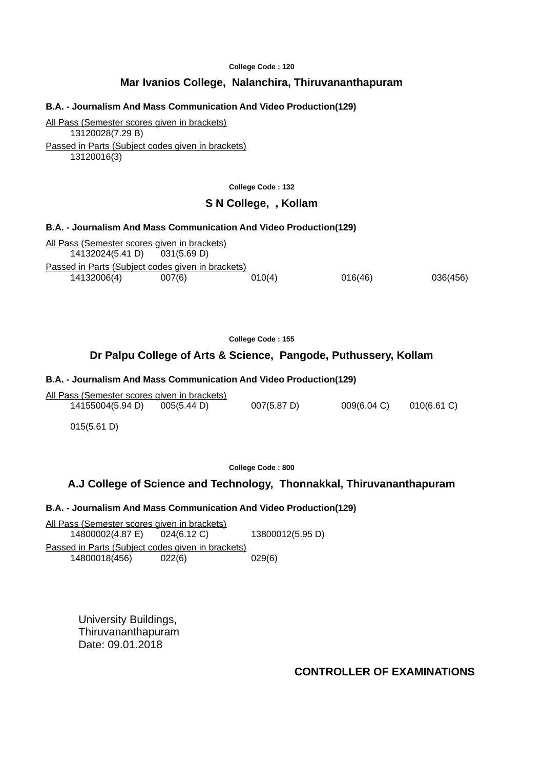College Code : 120

## Mar Ivanios College, Nalanchira, Thiruvananthapuram

### B.A. - Journalism And Mass Communication And Video Production(129)

All Pass (Semester scores given in brackets)

13120028(7.29 B)

Passed in Parts (Subject codes given in brackets)

13120016(3)

College Code : 132

## S N College, , Kollam

### B.A. - Journalism And Mass Communication And Video Production(129)

All Pass (Semester scores given in brackets)

14132024(5.41 D) 031(5.69 D)

Passed in Parts (Subject codes given in brackets)

14132006(4) 007(6) 010(4) 016(46) 036(456)

College Code : 155

## Dr Palpu College of Arts & Science, Pangode, Puthussery, Kollam

### B.A. - Journalism And Mass Communication And Video Production(129)

All Pass (Semester scores given in brackets)

14155004(5.94 D) 005(5.44 D) 007(5.87 D) 009(6.04 C) 010(6.61 C)

015(5.61 D)

College Code : 800

## A.J College of Science and Technology, Thonnakkal, Thiruvananthapuram

### B.A. - Journalism And Mass Communication And Video Production(129)

All Pass (Semester scores given in brackets)

14800002(4.87 E) 024(6.12 C) 13800012(5.95 D)

Passed in Parts (Subject codes given in brackets)

14800018(456) 022(6) 029(6)

University Buildings,
Thiruvananthapuram
Date: 09.01.2018

**CONTROLLER OF EXAMINATIONS**